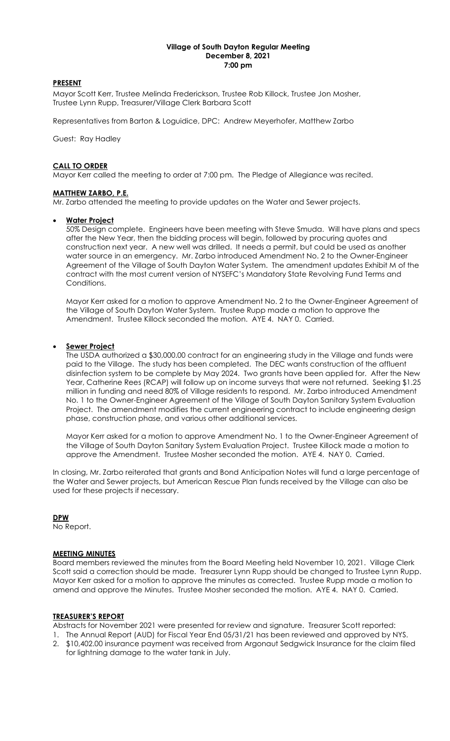# Village of South Dayton Regular Meeting
## December 8, 2021
## 7:00 pm

### PRESENT

Mayor Scott Kerr, Trustee Melinda Frederickson, Trustee Rob Killock, Trustee Jon Mosher, Trustee Lynn Rupp, Treasurer/Village Clerk Barbara Scott

Representatives from Barton & Loguidice, DPC: Andrew Meyerhofer, Matthew Zarbo

Guest: Ray Hadley

### CALL TO ORDER

Mayor Kerr called the meeting to order at 7:00 pm. The Pledge of Allegiance was recited.

### MATTHEW ZARBO, P.E.

Mr. Zarbo attended the meeting to provide updates on the Water and Sewer projects.

- **Water Project**

  50% Design complete. Engineers have been meeting with Steve Smuda. Will have plans and specs after the New Year, then the bidding process will begin, followed by procuring quotes and construction next year. A new well was drilled. It needs a permit, but could be used as another water source in an emergency. Mr. Zarbo introduced Amendment No. 2 to the Owner-Engineer Agreement of the Village of South Dayton Water System. The amendment updates Exhibit M of the contract with the most current version of NYSEFC's Mandatory State Revolving Fund Terms and Conditions.

  Mayor Kerr asked for a motion to approve Amendment No. 2 to the Owner-Engineer Agreement of the Village of South Dayton Water System. Trustee Rupp made a motion to approve the Amendment. Trustee Killock seconded the motion. AYE 4. NAY 0. Carried.

- **Sewer Project**

  The USDA authorized a $30,000.00 contract for an engineering study in the Village and funds were paid to the Village. The study has been completed. The DEC wants construction of the affluent disinfection system to be complete by May 2024. Two grants have been applied for. After the New Year, Catherine Rees (RCAP) will follow up on income surveys that were not returned. Seeking $1.25 million in funding and need 80% of Village residents to respond. Mr. Zarbo introduced Amendment No. 1 to the Owner-Engineer Agreement of the Village of South Dayton Sanitary System Evaluation Project. The amendment modifies the current engineering contract to include engineering design phase, construction phase, and various other additional services.

  Mayor Kerr asked for a motion to approve Amendment No. 1 to the Owner-Engineer Agreement of the Village of South Dayton Sanitary System Evaluation Project. Trustee Killock made a motion to approve the Amendment. Trustee Mosher seconded the motion. AYE 4. NAY 0. Carried.

In closing, Mr. Zarbo reiterated that grants and Bond Anticipation Notes will fund a large percentage of the Water and Sewer projects, but American Rescue Plan funds received by the Village can also be used for these projects if necessary.

### DPW

No Report.

### MEETING MINUTES

Board members reviewed the minutes from the Board Meeting held November 10, 2021. Village Clerk Scott said a correction should be made. Treasurer Lynn Rupp should be changed to Trustee Lynn Rupp. Mayor Kerr asked for a motion to approve the minutes as corrected. Trustee Rupp made a motion to amend and approve the Minutes. Trustee Mosher seconded the motion. AYE 4. NAY 0. Carried.

### TREASURER'S REPORT

Abstracts for November 2021 were presented for review and signature. Treasurer Scott reported:

1. The Annual Report (AUD) for Fiscal Year End 05/31/21 has been reviewed and approved by NYS.
2. $10,402.00 insurance payment was received from Argonaut Sedgwick Insurance for the claim filed for lightning damage to the water tank in July.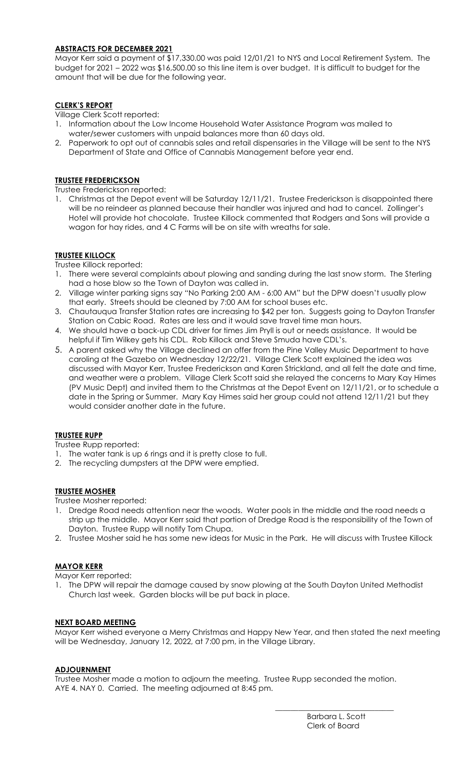**ABSTRACTS FOR DECEMBER 2021**

Mayor Kerr said a payment of $17,330.00 was paid 12/01/21 to NYS and Local Retirement System. The budget for 2021 – 2022 was $16,500.00 so this line item is over budget. It is difficult to budget for the amount that will be due for the following year.

**CLERK'S REPORT**

Village Clerk Scott reported:

1. Information about the Low Income Household Water Assistance Program was mailed to water/sewer customers with unpaid balances more than 60 days old.
2. Paperwork to opt out of cannabis sales and retail dispensaries in the Village will be sent to the NYS Department of State and Office of Cannabis Management before year end.

**TRUSTEE FREDERICKSON**

Trustee Frederickson reported:

1. Christmas at the Depot event will be Saturday 12/11/21. Trustee Frederickson is disappointed there will be no reindeer as planned because their handler was injured and had to cancel. Zollinger's Hotel will provide hot chocolate. Trustee Killock commented that Rodgers and Sons will provide a wagon for hay rides, and 4 C Farms will be on site with wreaths for sale.

**TRUSTEE KILLOCK**

Trustee Killock reported:

1. There were several complaints about plowing and sanding during the last snow storm. The Sterling had a hose blow so the Town of Dayton was called in.
2. Village winter parking signs say "No Parking 2:00 AM - 6:00 AM" but the DPW doesn't usually plow that early. Streets should be cleaned by 7:00 AM for school buses etc.
3. Chautauqua Transfer Station rates are increasing to $42 per ton. Suggests going to Dayton Transfer Station on Cabic Road. Rates are less and it would save travel time man hours.
4. We should have a back-up CDL driver for times Jim Pryll is out or needs assistance. It would be helpful if Tim Wilkey gets his CDL. Rob Killock and Steve Smuda have CDL's.
5. A parent asked why the Village declined an offer from the Pine Valley Music Department to have caroling at the Gazebo on Wednesday 12/22/21. Village Clerk Scott explained the idea was discussed with Mayor Kerr, Trustee Frederickson and Karen Strickland, and all felt the date and time, and weather were a problem. Village Clerk Scott said she relayed the concerns to Mary Kay Himes (PV Music Dept) and invited them to the Christmas at the Depot Event on 12/11/21, or to schedule a date in the Spring or Summer. Mary Kay Himes said her group could not attend 12/11/21 but they would consider another date in the future.

**TRUSTEE RUPP**

Trustee Rupp reported:

1. The water tank is up 6 rings and it is pretty close to full.
2. The recycling dumpsters at the DPW were emptied.

**TRUSTEE MOSHER**

Trustee Mosher reported:

1. Dredge Road needs attention near the woods. Water pools in the middle and the road needs a strip up the middle. Mayor Kerr said that portion of Dredge Road is the responsibility of the Town of Dayton. Trustee Rupp will notify Tom Chupa.
2. Trustee Mosher said he has some new ideas for Music in the Park. He will discuss with Trustee Killock

**MAYOR KERR**

Mayor Kerr reported:

1. The DPW will repair the damage caused by snow plowing at the South Dayton United Methodist Church last week. Garden blocks will be put back in place.

**NEXT BOARD MEETING**

Mayor Kerr wished everyone a Merry Christmas and Happy New Year, and then stated the next meeting will be Wednesday, January 12, 2022, at 7:00 pm, in the Village Library.

**ADJOURNMENT**

Trustee Mosher made a motion to adjourn the meeting. Trustee Rupp seconded the motion. AYE 4. NAY 0. Carried. The meeting adjourned at 8:45 pm.

\_\_\_\_\_\_\_\_\_\_\_\_\_\_\_\_\_\_\_\_\_\_\_\_\_\_\_\_\_\_

Barbara L. Scott
Clerk of Board